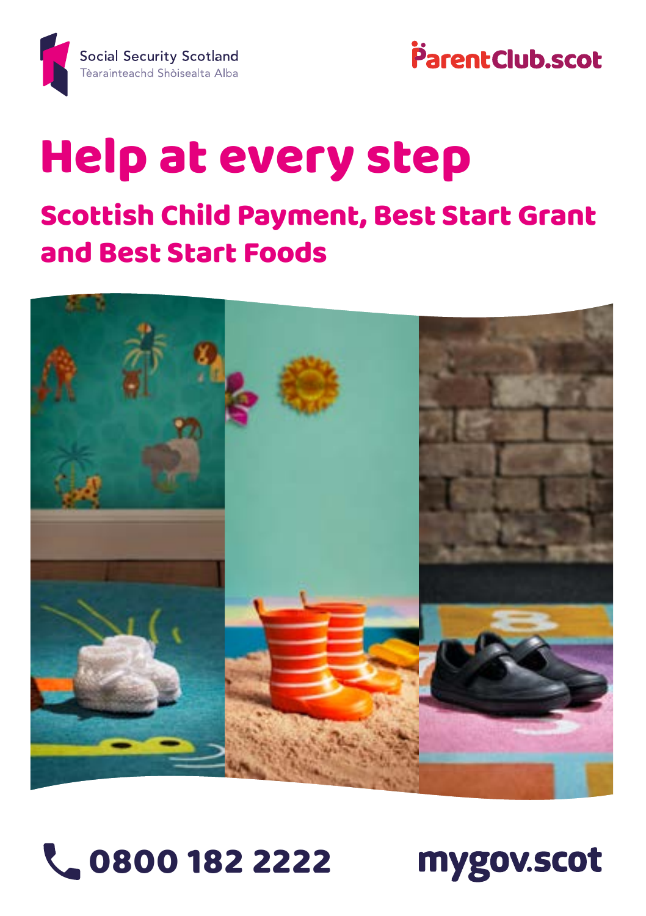Social Security Scotland
Tèarainteachd Shòisealta Alba

ParentClub.scot

# Help at every step

## Scottish Child Payment, Best Start Grant and Best Start Foods

0800 182 2222

mygov.scot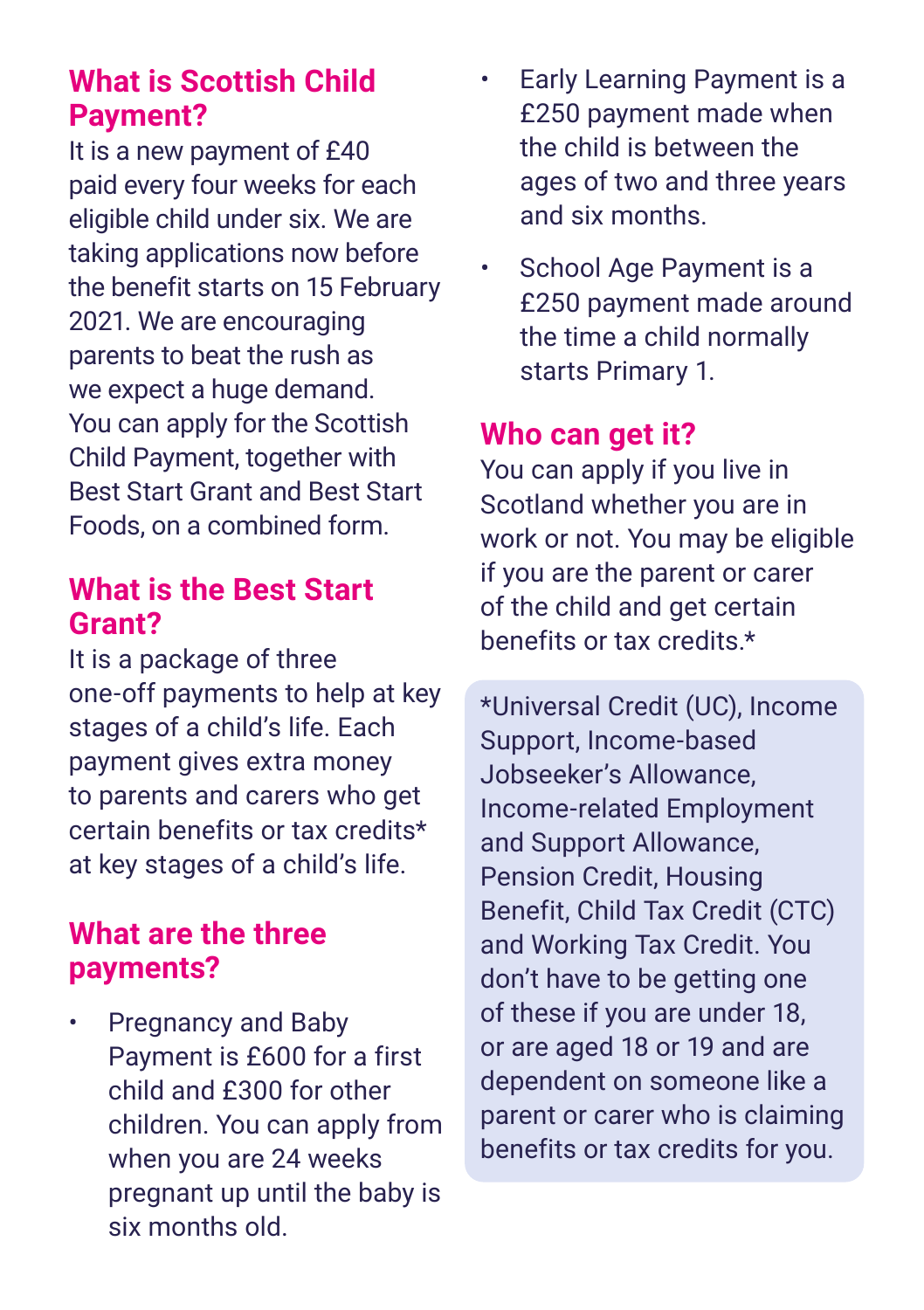## What is Scottish Child Payment?

It is a new payment of £40 paid every four weeks for each eligible child under six. We are taking applications now before the benefit starts on 15 February 2021. We are encouraging parents to beat the rush as we expect a huge demand. You can apply for the Scottish Child Payment, together with Best Start Grant and Best Start Foods, on a combined form.

## What is the Best Start Grant?

It is a package of three one-off payments to help at key stages of a child's life. Each payment gives extra money to parents and carers who get certain benefits or tax credits* at key stages of a child's life.

## What are the three payments?

- Pregnancy and Baby Payment is £600 for a first child and £300 for other children. You can apply from when you are 24 weeks pregnant up until the baby is six months old.
- Early Learning Payment is a £250 payment made when the child is between the ages of two and three years and six months.
- School Age Payment is a £250 payment made around the time a child normally starts Primary 1.

## Who can get it?

You can apply if you live in Scotland whether you are in work or not. You may be eligible if you are the parent or carer of the child and get certain benefits or tax credits.*

*Universal Credit (UC), Income Support, Income-based Jobseeker's Allowance, Income-related Employment and Support Allowance, Pension Credit, Housing Benefit, Child Tax Credit (CTC) and Working Tax Credit. You don't have to be getting one of these if you are under 18, or are aged 18 or 19 and are dependent on someone like a parent or carer who is claiming benefits or tax credits for you.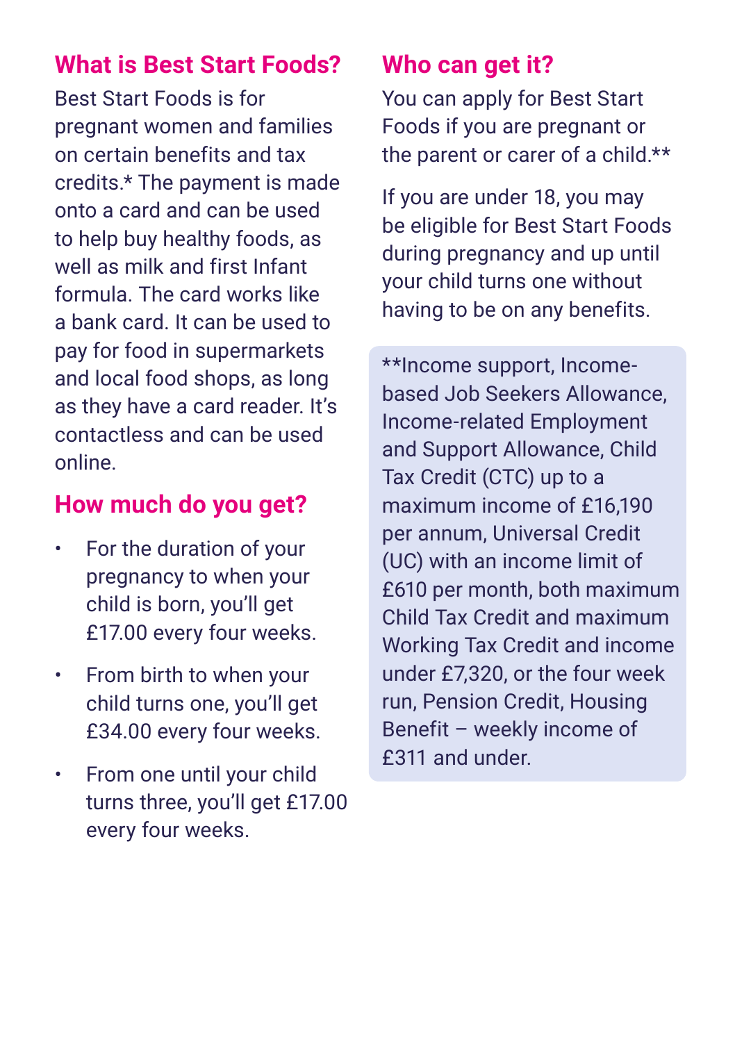## What is Best Start Foods?

Best Start Foods is for pregnant women and families on certain benefits and tax credits.* The payment is made onto a card and can be used to help buy healthy foods, as well as milk and first Infant formula. The card works like a bank card. It can be used to pay for food in supermarkets and local food shops, as long as they have a card reader. It's contactless and can be used online.

## How much do you get?

- For the duration of your pregnancy to when your child is born, you'll get £17.00 every four weeks.
- From birth to when your child turns one, you'll get £34.00 every four weeks.
- From one until your child turns three, you'll get £17.00 every four weeks.

## Who can get it?

You can apply for Best Start Foods if you are pregnant or the parent or carer of a child.**

If you are under 18, you may be eligible for Best Start Foods during pregnancy and up until your child turns one without having to be on any benefits.

**Income support, Income-based Job Seekers Allowance, Income-related Employment and Support Allowance, Child Tax Credit (CTC) up to a maximum income of £16,190 per annum, Universal Credit (UC) with an income limit of £610 per month, both maximum Child Tax Credit and maximum Working Tax Credit and income under £7,320, or the four week run, Pension Credit, Housing Benefit – weekly income of £311 and under.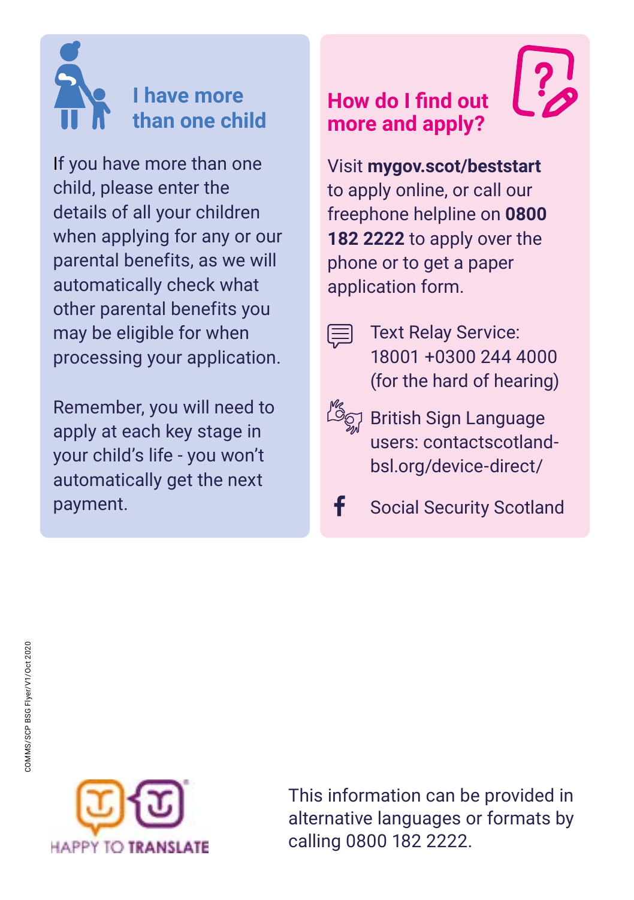## I have more than one child

If you have more than one child, please enter the details of all your children when applying for any or our parental benefits, as we will automatically check what other parental benefits you may be eligible for when processing your application.

Remember, you will need to apply at each key stage in your child's life - you won't automatically get the next payment.

## How do I find out more and apply?

Visit **mygov.scot/beststart** to apply online, or call our freephone helpline on **0800 182 2222** to apply over the phone or to get a paper application form.

Text Relay Service: 18001 +0300 244 4000 (for the hard of hearing)

British Sign Language users: contactscotland-bsl.org/device-direct/

Social Security Scotland

COMMS/SCP BSG Flyer/V1/Oct 2020

HAPPY TO TRANSLATE

This information can be provided in alternative languages or formats by calling 0800 182 2222.